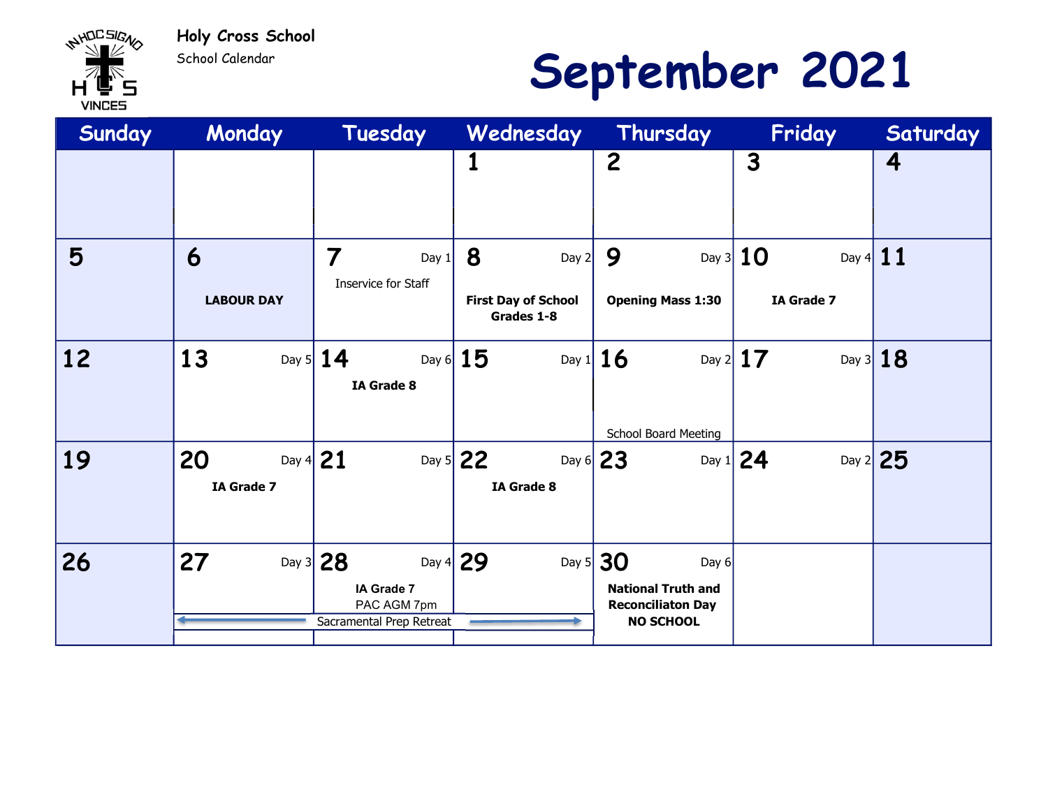**Holy Cross School**

School Calendar

# September 2021

| Sunday | Monday | Tuesday | Wednesday | Thursday | Friday | Saturday |
|---|---|---|---|---|---|---|
| | | | 1 | 2 | 3 | 4 |
| 5 | 6<br>**LABOUR DAY** | 7 Day 1<br>Inservice for Staff | 8 Day 2<br>**First Day of School Grades 1-8** | 9 Day 3<br>**Opening Mass 1:30** | 10 Day 4<br>**IA Grade 7** | 11 |
| 12 | 13 Day 5 | 14 Day 6<br>**IA Grade 8** | 15 Day 1 | 16 Day 2<br>School Board Meeting | 17 Day 3 | 18 |
| 19 | 20 Day 4<br>**IA Grade 7** | 21 Day 5 | 22 Day 6<br>**IA Grade 8** | 23 Day 1 | 24 Day 2 | 25 |
| 26 | 27 Day 3<br>← Sacramental Prep Retreat | 28 Day 4<br>**IA Grade 7**<br>PAC AGM 7pm<br>Sacramental Prep Retreat | 29 Day 5<br>Sacramental Prep Retreat → | 30 Day 6<br>**National Truth and Reconciliaton Day NO SCHOOL** | | |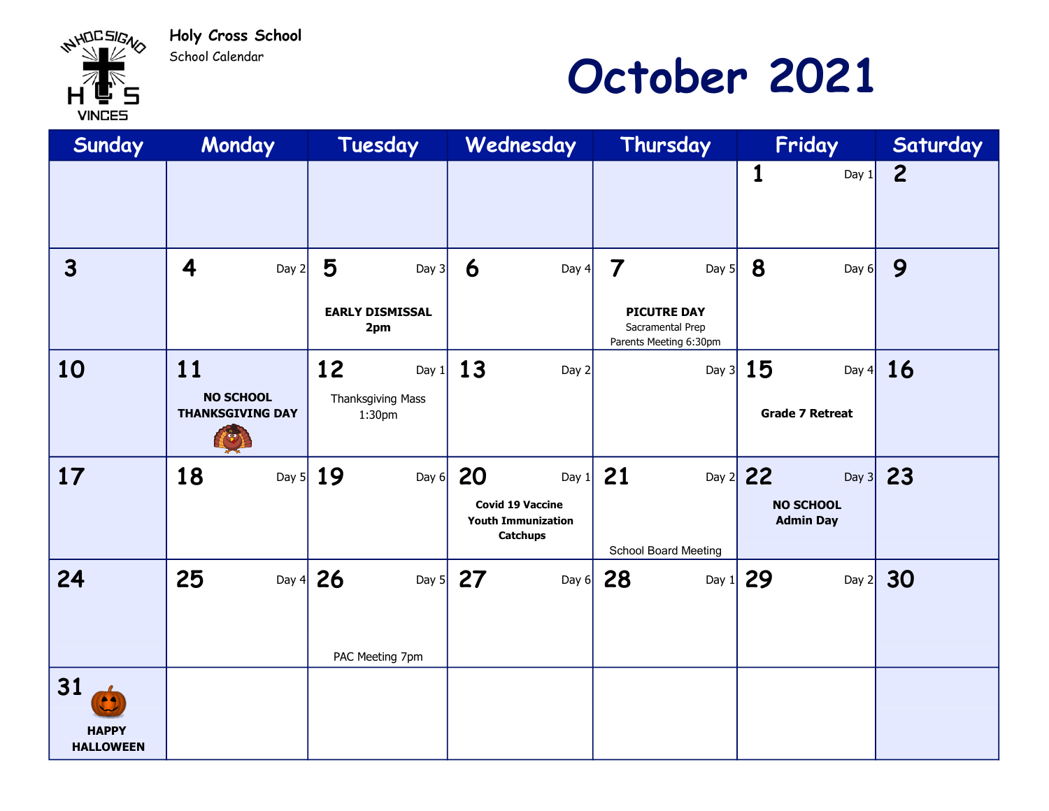**Holy Cross School**
School Calendar

# October 2021

| Sunday | Monday | Tuesday | Wednesday | Thursday | Friday | Saturday |
|---|---|---|---|---|---|---|
| | | | | | 1 Day 1 | 2 |
| 3 | 4 Day 2 | 5 Day 3 **EARLY DISMISSAL 2pm** | 6 Day 4 | 7 Day 5 **PICUTRE DAY** Sacramental Prep Parents Meeting 6:30pm | 8 Day 6 | 9 |
| 10 | 11 **NO SCHOOL THANKSGIVING DAY** | 12 Day 1 Thanksgiving Mass 1:30pm | 13 Day 2 | Day 3 | 15 Day 4 **Grade 7 Retreat** | 16 |
| 17 | 18 Day 5 | 19 Day 6 | 20 Day 1 **Covid 19 Vaccine Youth Immunization Catchups** | 21 Day 2 School Board Meeting | 22 Day 3 **NO SCHOOL Admin Day** | 23 |
| 24 | 25 Day 4 | 26 Day 5 PAC Meeting 7pm | 27 Day 6 | 28 Day 1 | 29 Day 2 | 30 |
| 31 **HAPPY HALLOWEEN** | | | | | | |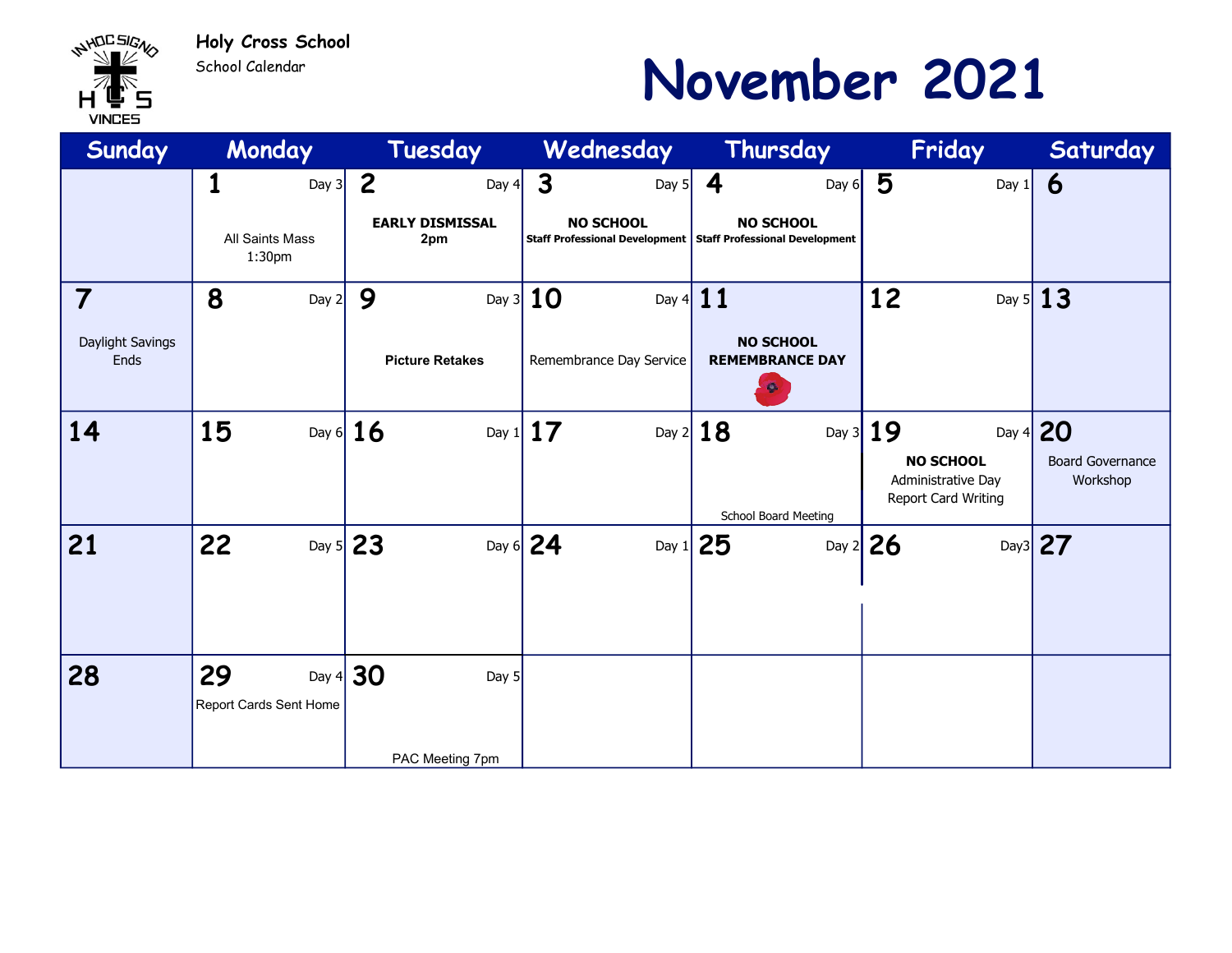**Holy Cross School**

School Calendar

# November 2021

| Sunday | Monday | Tuesday | Wednesday | Thursday | Friday | Saturday |
|---|---|---|---|---|---|---|
| | **1** Day 3<br>All Saints Mass 1:30pm | **2** Day 4<br>**EARLY DISMISSAL 2pm** | **3** Day 5<br>**NO SCHOOL**<br>**Staff Professional Development** | **4** Day 6<br>**NO SCHOOL**<br>**Staff Professional Development** | **5** Day 1 | **6** |
| **7**<br>Daylight Savings Ends | **8** Day 2 | **9** Day 3<br>**Picture Retakes** | **10** Day 4<br>Remembrance Day Service | **11**<br>**NO SCHOOL**<br>**REMEMBRANCE DAY** | **12** Day 5 | **13** |
| **14** | **15** Day 6 | **16** Day 1 | **17** Day 2 | **18** Day 3<br>School Board Meeting | **19** Day 4<br>**NO SCHOOL**<br>Administrative Day<br>Report Card Writing | **20**<br>Board Governance Workshop |
| **21** | **22** Day 5 | **23** Day 6 | **24** Day 1 | **25** Day 2 | **26** Day3 | **27** |
| **28** | **29** Day 4<br>Report Cards Sent Home | **30** Day 5<br>PAC Meeting 7pm | | | | |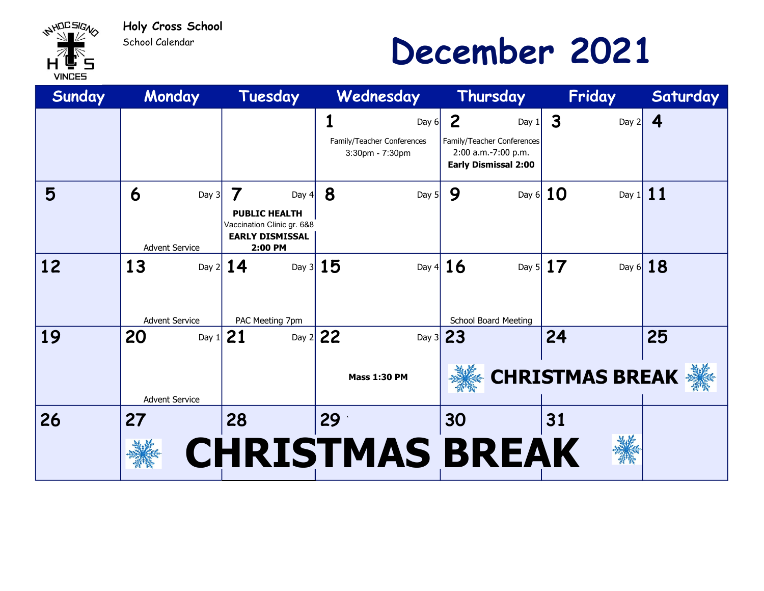**Holy Cross School**
School Calendar

# December 2021

| Sunday | Monday | Tuesday | Wednesday | Thursday | Friday | Saturday |
|---|---|---|---|---|---|---|
| | | | **1** Day 6 Family/Teacher Conferences 3:30pm - 7:30pm | **2** Day 1 Family/Teacher Conferences 2:00 a.m.-7:00 p.m. **Early Dismissal 2:00** | **3** Day 2 | **4** |
| **5** | **6** Day 3 Advent Service | **7** Day 4 **PUBLIC HEALTH** Vaccination Clinic gr. 6&8 **EARLY DISMISSAL 2:00 PM** | **8** Day 5 | **9** Day 6 | **10** Day 1 | **11** |
| **12** | **13** Day 2 Advent Service | **14** Day 3 PAC Meeting 7pm | **15** Day 4 | **16** Day 5 School Board Meeting | **17** Day 6 | **18** |
| **19** | **20** Day 1 Advent Service | **21** Day 2 | **22** Day 3 **Mass 1:30 PM** | **23** **CHRISTMAS BREAK** | **24** **CHRISTMAS BREAK** | **25** **CHRISTMAS BREAK** |
| **26** | **27** **CHRISTMAS BREAK** | **28** **CHRISTMAS BREAK** | **29** **CHRISTMAS BREAK** | **30** **CHRISTMAS BREAK** | **31** **CHRISTMAS BREAK** | |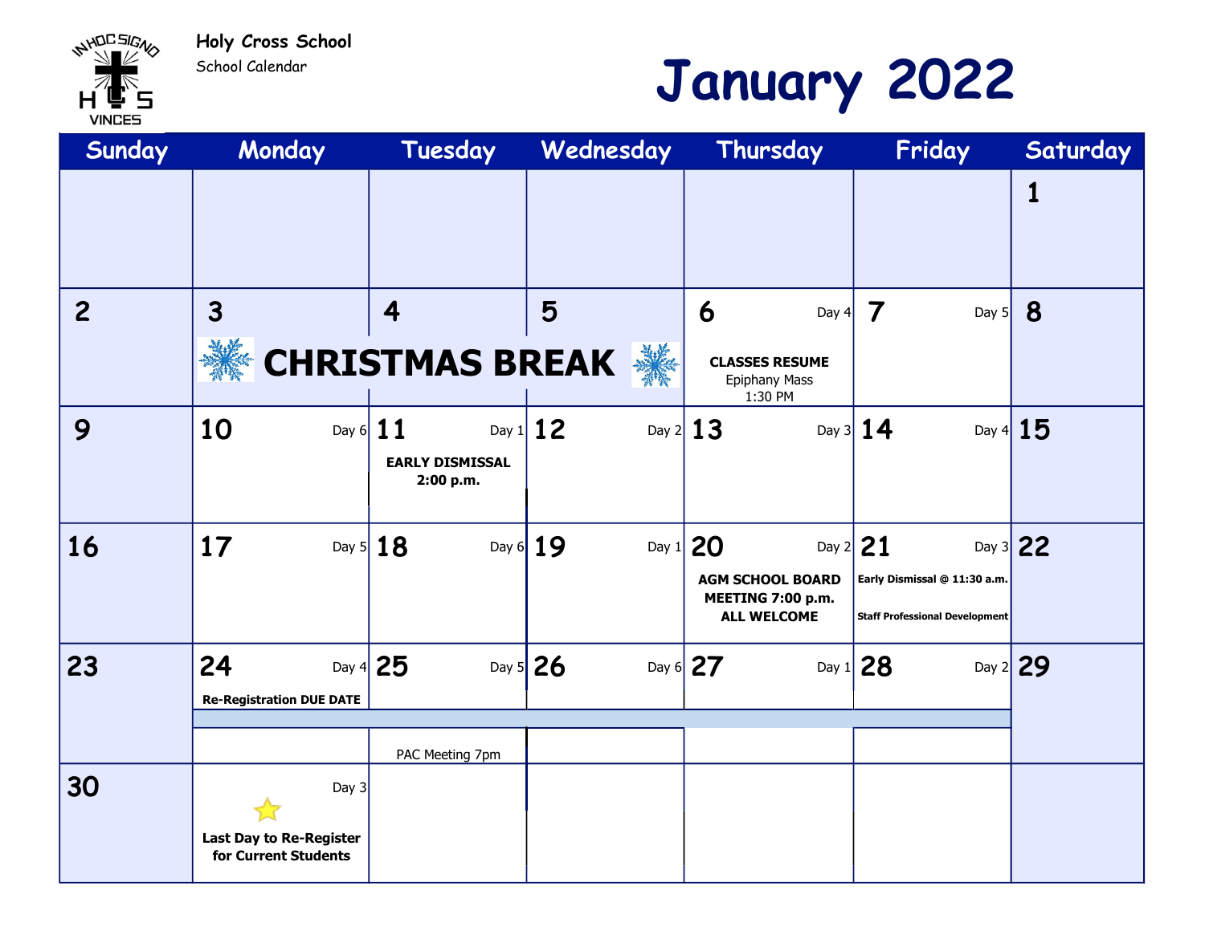**Holy Cross School**

School Calendar

# January 2022

| Sunday | Monday | Tuesday | Wednesday | Thursday | Friday | Saturday |
|---|---|---|---|---|---|---|
| | | | | | | 1 |
| 2 | 3 **CHRISTMAS BREAK** | 4 **CHRISTMAS BREAK** | 5 **CHRISTMAS BREAK** | 6 Day 4 **CLASSES RESUME** Epiphany Mass 1:30 PM | 7 Day 5 | 8 |
| 9 | 10 Day 6 | 11 Day 1 **EARLY DISMISSAL 2:00 p.m.** | 12 Day 2 | 13 Day 3 | 14 Day 4 | 15 |
| 16 | 17 Day 5 | 18 Day 6 | 19 Day 1 | 20 Day 2 **AGM SCHOOL BOARD MEETING 7:00 p.m. ALL WELCOME** | 21 Day 3 **Early Dismissal @ 11:30 a.m.** **Staff Professional Development** | 22 |
| 23 | 24 Day 4 **Re-Registration DUE DATE** | 25 Day 5 PAC Meeting 7pm | 26 Day 6 | 27 Day 1 | 28 Day 2 | 29 |
| 30 | 31 Day 3 **Last Day to Re-Register for Current Students** | | | | | |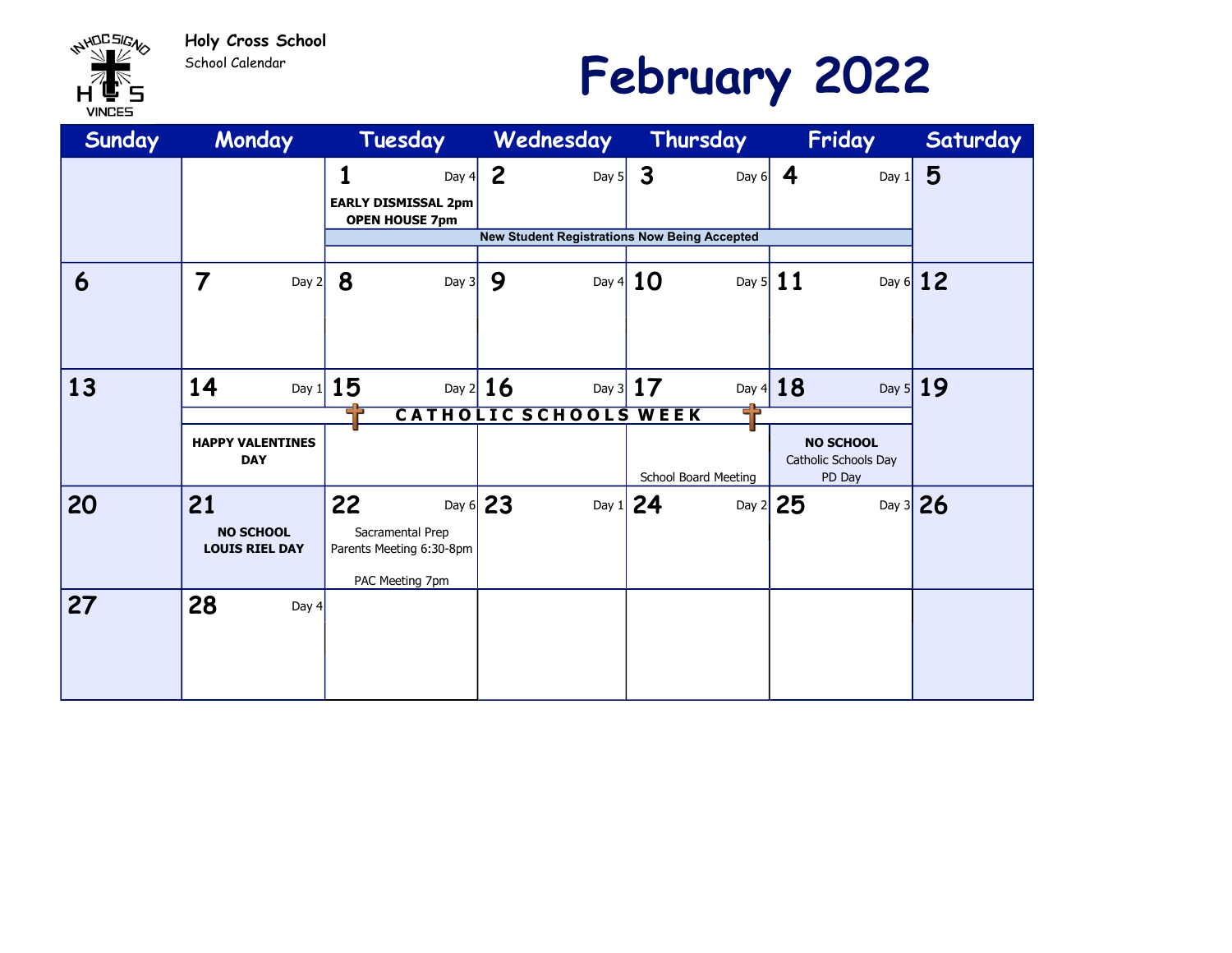Holy Cross School
School Calendar

# February 2022

| Sunday | Monday | Tuesday | Wednesday | Thursday | Friday | Saturday |
|---|---|---|---|---|---|---|
| | | **1** Day 4<br>**EARLY DISMISSAL 2pm**<br>**OPEN HOUSE 7pm** | **2** Day 5 | **3** Day 6 | **4** Day 1 | **5** |
| | | **New Student Registrations Now Being Accepted** | | | | |
| **6** | **7** Day 2 | **8** Day 3 | **9** Day 4 | **10** Day 5 | **11** Day 6 | **12** |
| **13** | **14** Day 1 | **15** Day 2 | **16** Day 3 | **17** Day 4 | **18** Day 5 | **19** |
| | **C A T H O L I C  S C H O O L S  W E E K** | | | | | |
| | **HAPPY VALENTINES DAY** | | | School Board Meeting | **NO SCHOOL**<br>Catholic Schools Day<br>PD Day | |
| **20** | **21**<br>**NO SCHOOL**<br>**LOUIS RIEL DAY** | **22** Day 6<br>Sacramental Prep Parents Meeting 6:30-8pm<br><br>PAC Meeting 7pm | **23** Day 1 | **24** Day 2 | **25** Day 3 | **26** |
| **27** | **28** Day 4 | | | | | |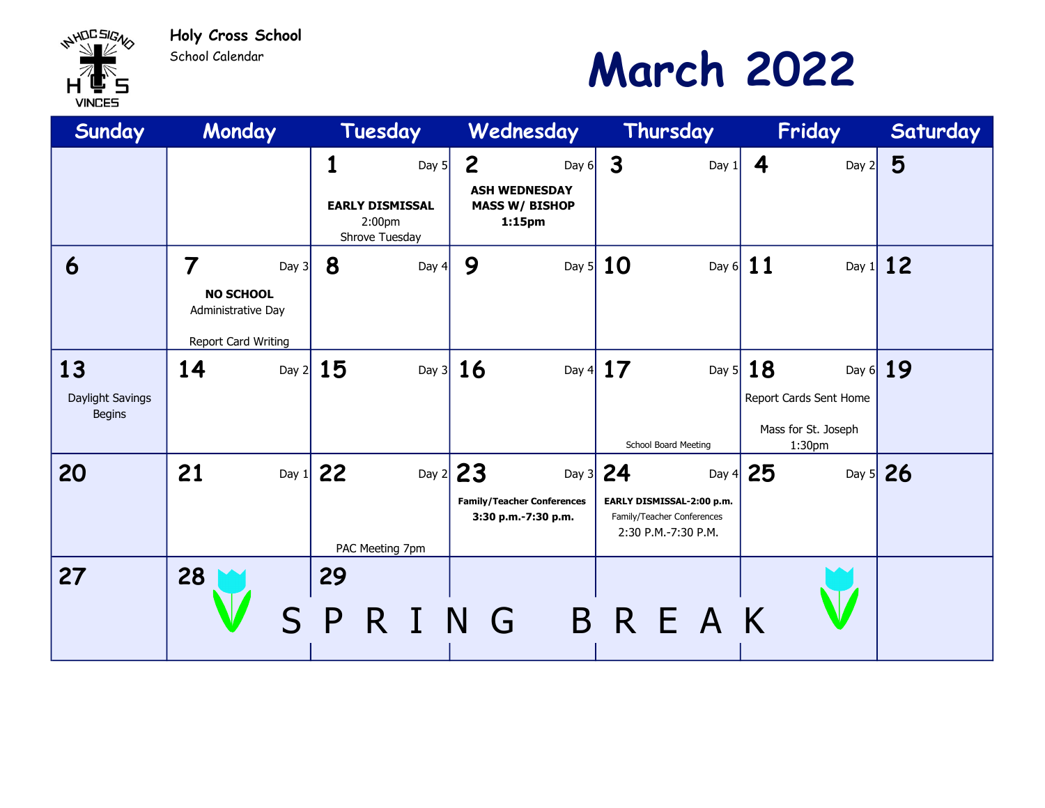**Holy Cross School**
School Calendar

# March 2022

| Sunday | Monday | Tuesday | Wednesday | Thursday | Friday | Saturday |
|---|---|---|---|---|---|---|
| | | **1** Day 5<br>**EARLY DISMISSAL**<br>2:00pm<br>Shrove Tuesday | **2** Day 6<br>**ASH WEDNESDAY MASS W/ BISHOP 1:15pm** | **3** Day 1 | **4** Day 2 | **5** |
| **6** | **7** Day 3<br>**NO SCHOOL**<br>Administrative Day<br><br>Report Card Writing | **8** Day 4 | **9** Day 5 | **10** Day 6 | **11** Day 1 | **12** |
| **13**<br>Daylight Savings Begins | **14** Day 2 | **15** Day 3 | **16** Day 4 | **17** Day 5<br><br>School Board Meeting | **18** Day 6<br>Report Cards Sent Home<br><br>Mass for St. Joseph 1:30pm | **19** |
| **20** | **21** Day 1 | **22** Day 2<br><br>PAC Meeting 7pm | **23** Day 3<br>**Family/Teacher Conferences 3:30 p.m.-7:30 p.m.** | **24** Day 4<br>**EARLY DISMISSAL-2:00 p.m.**<br>Family/Teacher Conferences<br>2:30 P.M.-7:30 P.M. | **25** Day 5 | **26** |
| **27** | **28**<br>SPRING BREAK | **29**<br>SPRING BREAK | SPRING BREAK | SPRING BREAK | SPRING BREAK | |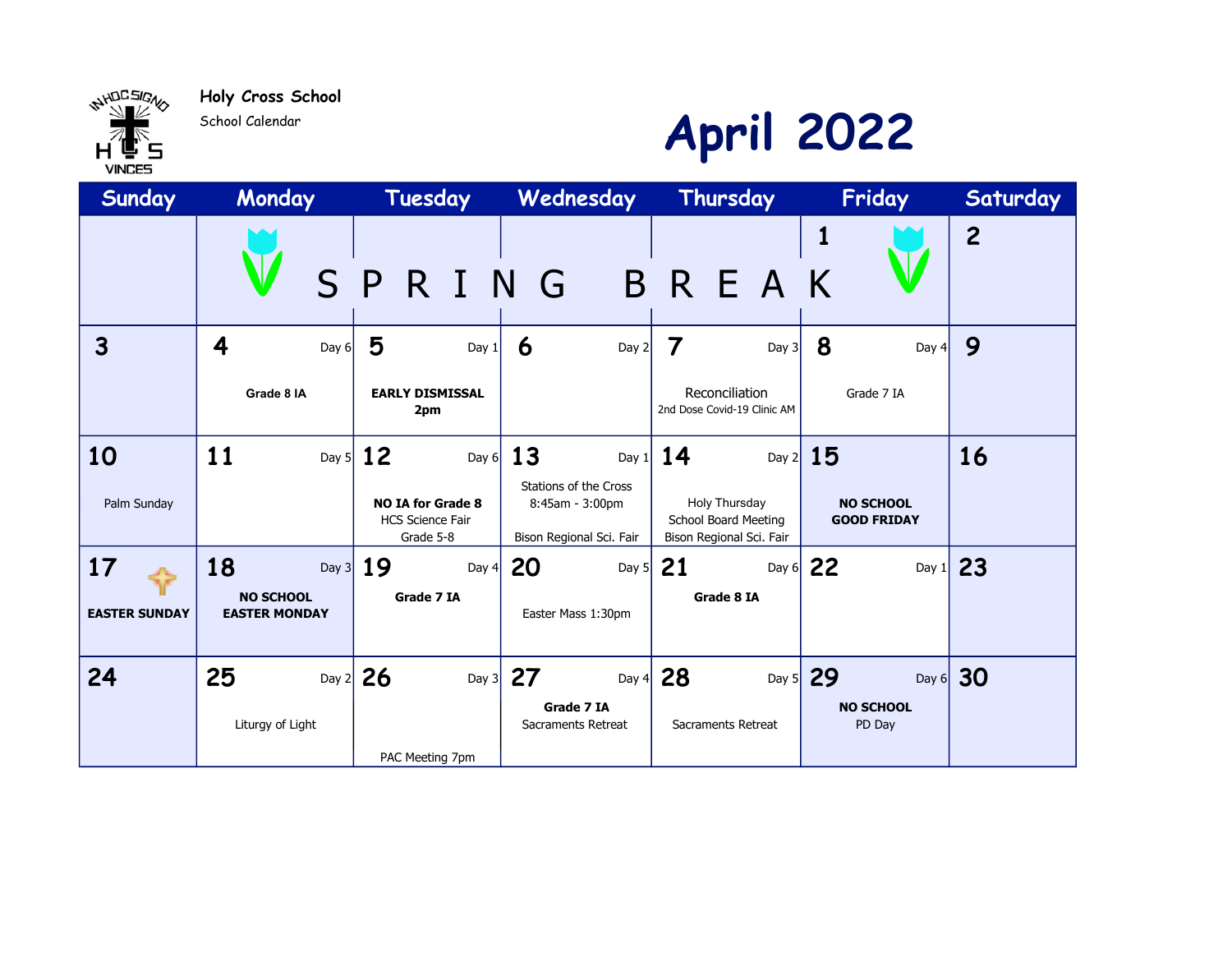**Holy Cross School**

School Calendar

# April 2022

| Sunday | Monday | Tuesday | Wednesday | Thursday | Friday | Saturday |
|---|---|---|---|---|---|---|
| | SPRING BREAK | SPRING BREAK | SPRING BREAK | SPRING BREAK | **1** SPRING BREAK | **2** |
| **3** | **4** Day 6<br>Grade 8 IA | **5** Day 1<br>**EARLY DISMISSAL 2pm** | **6** Day 2 | **7** Day 3<br>Reconciliation<br>2nd Dose Covid-19 Clinic AM | **8** Day 4<br>Grade 7 IA | **9** |
| **10**<br>Palm Sunday | **11** Day 5 | **12** Day 6<br>**NO IA for Grade 8**<br>HCS Science Fair<br>Grade 5-8 | **13** Day 1<br>Stations of the Cross<br>8:45am - 3:00pm<br>Bison Regional Sci. Fair | **14** Day 2<br>Holy Thursday<br>School Board Meeting<br>Bison Regional Sci. Fair | **15**<br>**NO SCHOOL GOOD FRIDAY** | **16** |
| **17**<br>**EASTER SUNDAY** | **18** Day 3<br>**NO SCHOOL EASTER MONDAY** | **19** Day 4<br>**Grade 7 IA** | **20** Day 5<br>Easter Mass 1:30pm | **21** Day 6<br>**Grade 8 IA** | **22** Day 1 | **23** |
| **24** | **25** Day 2<br>Liturgy of Light | **26** Day 3<br>PAC Meeting 7pm | **27** Day 4<br>**Grade 7 IA**<br>Sacraments Retreat | **28** Day 5<br>Sacraments Retreat | **29** Day 6<br>**NO SCHOOL**<br>PD Day | **30** |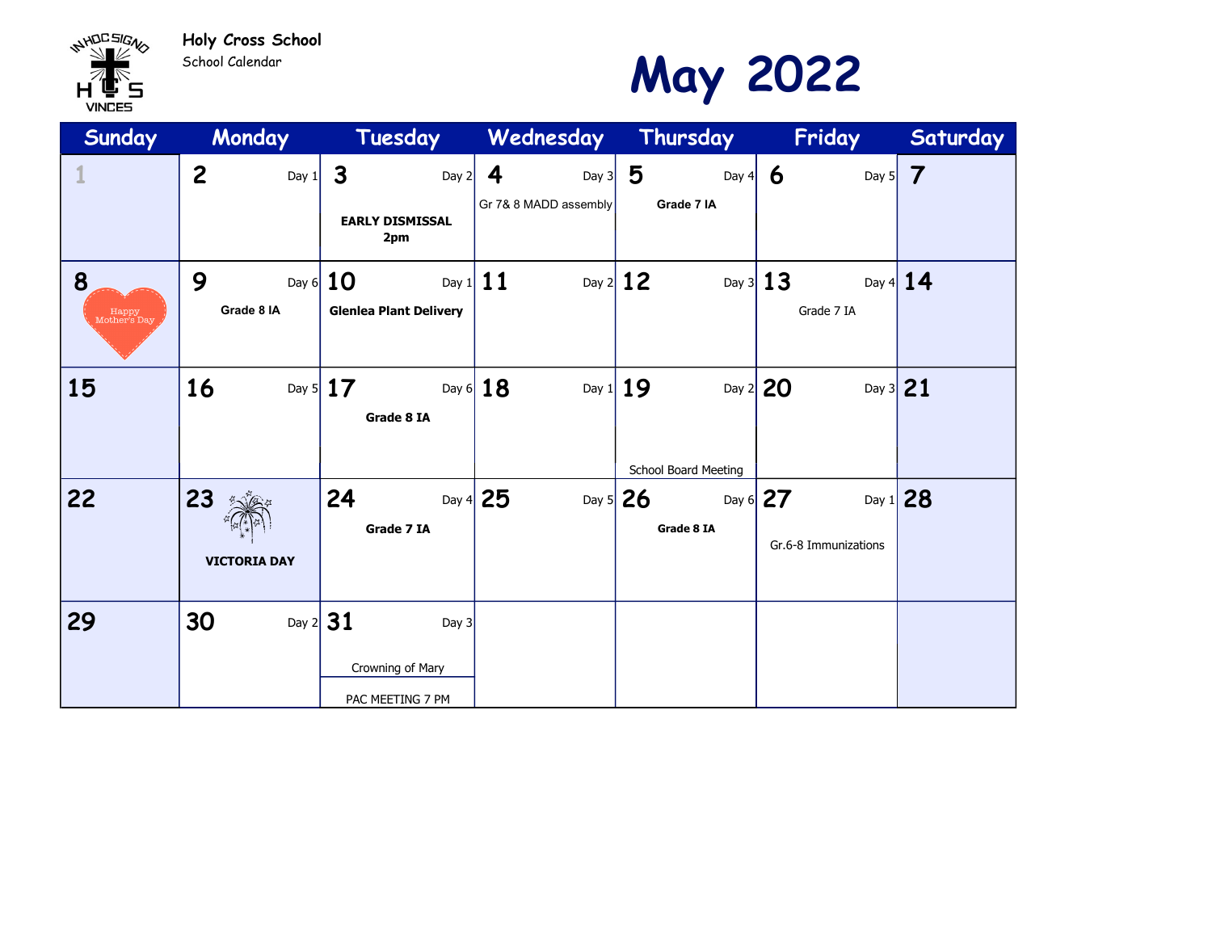**Holy Cross School**
School Calendar

# May 2022

| Sunday | Monday | Tuesday | Wednesday | Thursday | Friday | Saturday |
|---|---|---|---|---|---|---|
| 1 | 2 Day 1 | 3 Day 2<br>**EARLY DISMISSAL 2pm** | 4 Day 3<br>Gr 7& 8 MADD assembly | 5 Day 4<br>**Grade 7 IA** | 6 Day 5 | 7 |
| 8<br>Happy Mother's Day | 9 Day 6<br>**Grade 8 IA** | 10 Day 1<br>**Glenlea Plant Delivery** | 11 Day 2 | 12 Day 3 | 13 Day 4<br>Grade 7 IA | 14 |
| 15 | 16 Day 5 | 17 Day 6<br>**Grade 8 IA** | 18 Day 1 | 19 Day 2<br>School Board Meeting | 20 Day 3 | 21 |
| 22 | 23<br>**VICTORIA DAY** | 24 Day 4<br>**Grade 7 IA** | 25 Day 5 | 26 Day 6<br>**Grade 8 IA** | 27 Day 1<br>Gr.6-8 Immunizations | 28 |
| 29 | 30 Day 2 | 31 Day 3<br>Crowning of Mary<br>PAC MEETING 7 PM | | | | |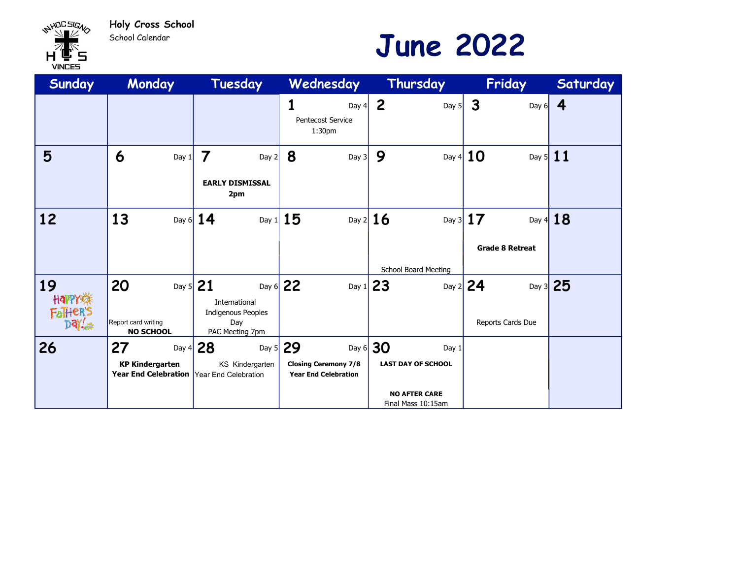Holy Cross School

School Calendar

# June 2022

| Sunday | Monday | Tuesday | Wednesday | Thursday | Friday | Saturday |
|---|---|---|---|---|---|---|
| | | | **1** Day 4<br>Pentecost Service 1:30pm | **2** Day 5 | **3** Day 6 | **4** |
| **5** | **6** Day 1 | **7** Day 2<br>**EARLY DISMISSAL 2pm** | **8** Day 3 | **9** Day 4 | **10** Day 5 | **11** |
| **12** | **13** Day 6 | **14** Day 1 | **15** Day 2 | **16** Day 3<br>School Board Meeting | **17** Day 4<br>**Grade 8 Retreat** | **18** |
| **19**<br>Happy Father's Day! | **20** Day 5<br>Report card writing<br>**NO SCHOOL** | **21** Day 6<br>International Indigenous Peoples Day<br>PAC Meeting 7pm | **22** Day 1 | **23** Day 2 | **24** Day 3<br>Reports Cards Due | **25** |
| **26** | **27** Day 4<br>**KP Kindergarten Year End Celebration** | **28** Day 5<br>KS Kindergarten Year End Celebration | **29** Day 6<br>**Closing Ceremony 7/8 Year End Celebration** | **30** Day 1<br>**LAST DAY OF SCHOOL**<br>**NO AFTER CARE**<br>Final Mass 10:15am | | |